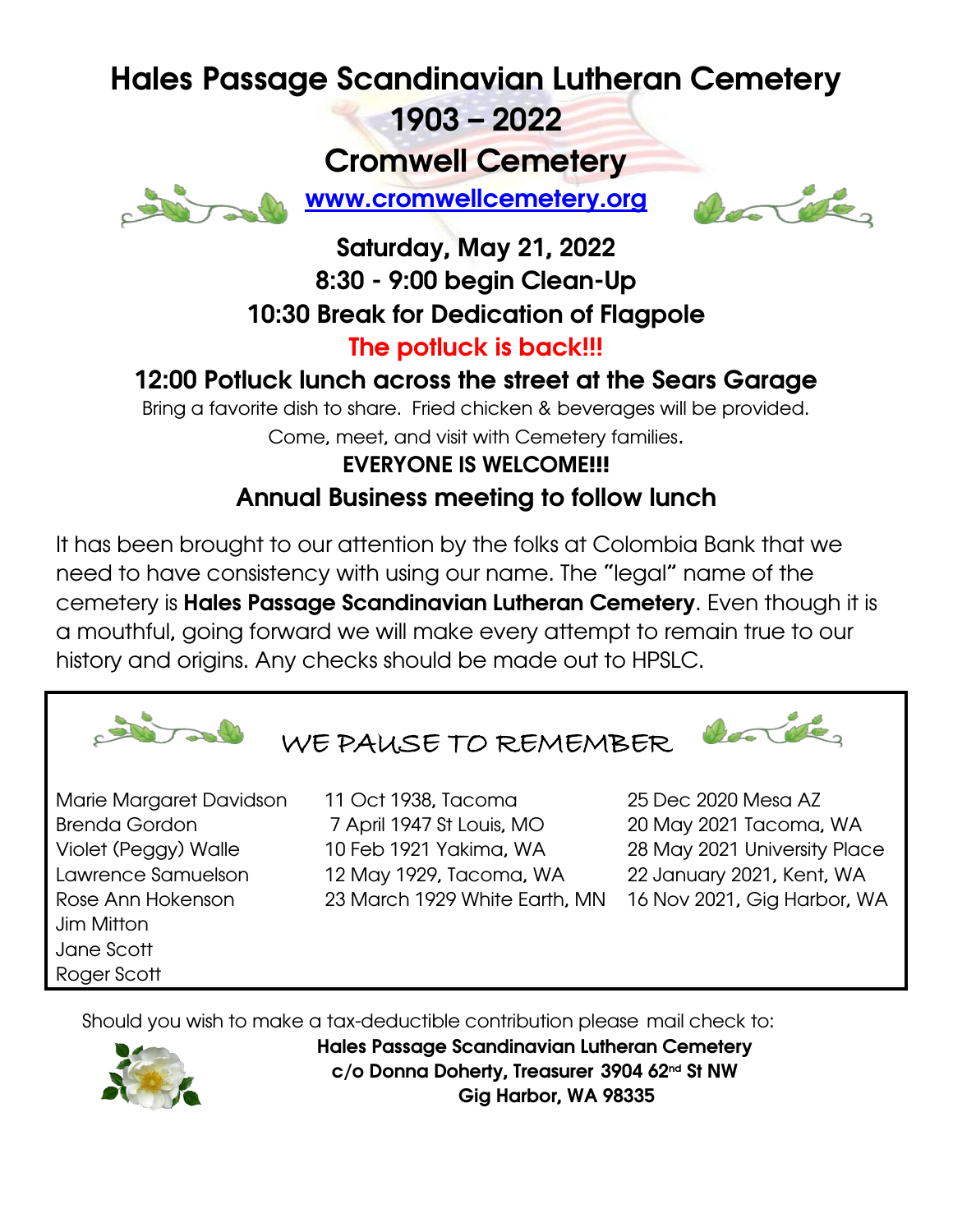# Hales Passage Scandinavian Lutheran Cemetery

## 1903 – 2022

## Cromwell Cemetery

[www.cromwellcemetery.org](http://www.cromwellcemetery.org)

**Saturday, May 21, 2022**

**8:30 - 9:00 begin Clean-Up**

**10:30 Break for Dedication of Flagpole**

**The potluck is back!!!**

**12:00 Potluck lunch across the street at the Sears Garage**

Bring a favorite dish to share. Fried chicken & beverages will be provided.

Come, meet, and visit with Cemetery families.

**EVERYONE IS WELCOME!!!**

**Annual Business meeting to follow lunch**

It has been brought to our attention by the folks at Colombia Bank that we need to have consistency with using our name. The "legal" name of the cemetery is **Hales Passage Scandinavian Lutheran Cemetery**. Even though it is a mouthful, going forward we will make every attempt to remain true to our history and origins. Any checks should be made out to HPSLC.

## WE PAUSE TO REMEMBER

| Name | Born | Died |
| --- | --- | --- |
| Marie Margaret Davidson | 11 Oct 1938, Tacoma | 25 Dec 2020 Mesa AZ |
| Brenda Gordon | 7 April 1947 St Louis, MO | 20 May 2021 Tacoma, WA |
| Violet (Peggy) Walle | 10 Feb 1921 Yakima, WA | 28 May 2021 University Place |
| Lawrence Samuelson | 12 May 1929, Tacoma, WA | 22 January 2021, Kent, WA |
| Rose Ann Hokenson | 23 March 1929 White Earth, MN | 16 Nov 2021, Gig Harbor, WA |
| Jim Mitton | | |
| Jane Scott | | |
| Roger Scott | | |

Should you wish to make a tax-deductible contribution please mail check to:

**Hales Passage Scandinavian Lutheran Cemetery**
**c/o Donna Doherty, Treasurer 3904 62nd St NW**
**Gig Harbor, WA 98335**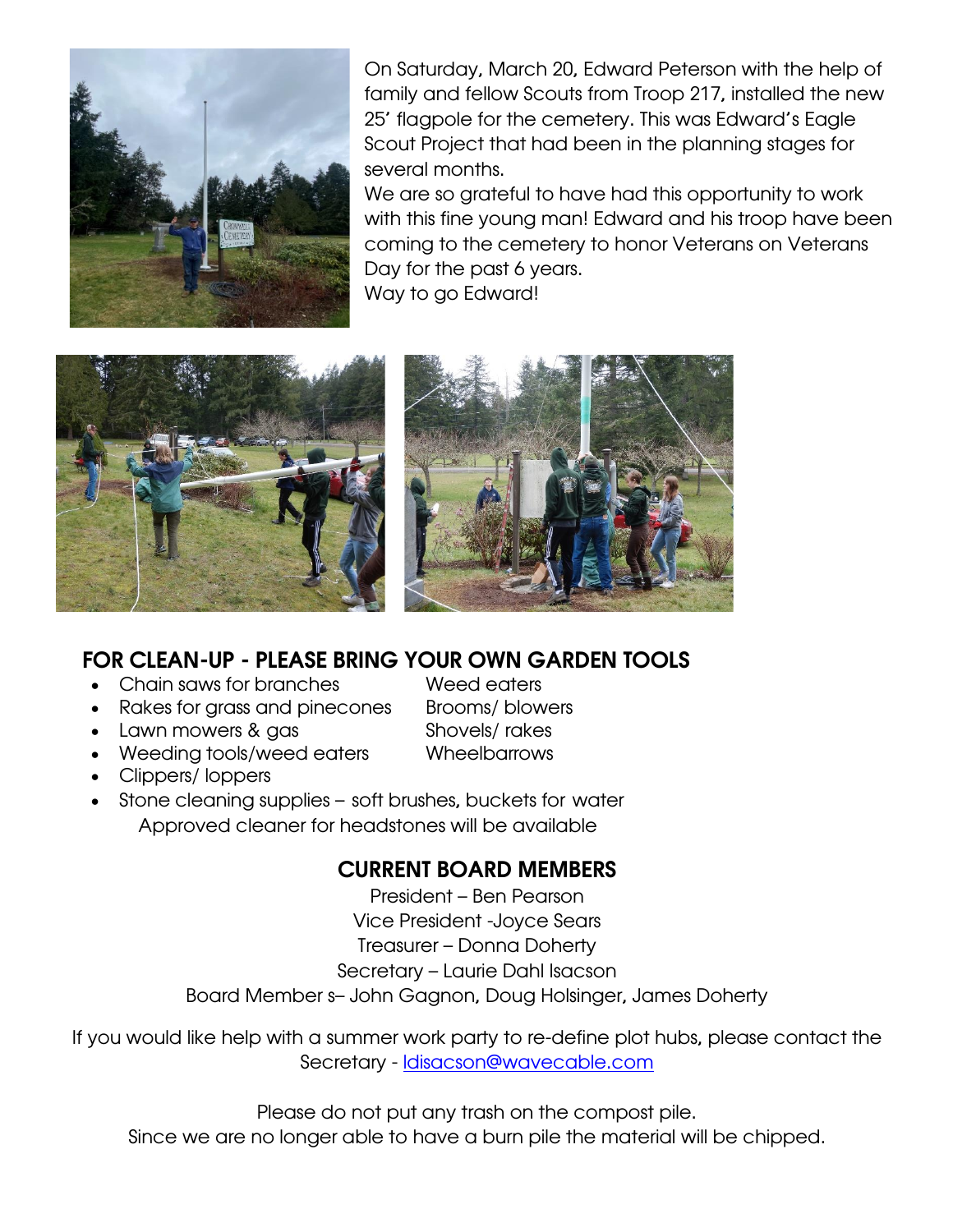On Saturday, March 20, Edward Peterson with the help of family and fellow Scouts from Troop 217, installed the new 25' flagpole for the cemetery. This was Edward's Eagle Scout Project that had been in the planning stages for several months.

We are so grateful to have had this opportunity to work with this fine young man! Edward and his troop have been coming to the cemetery to honor Veterans on Veterans Day for the past 6 years.

Way to go Edward!

## FOR CLEAN-UP - PLEASE BRING YOUR OWN GARDEN TOOLS

- Chain saws for branches
- Rakes for grass and pinecones
- Lawn mowers & gas
- Weeding tools/weed eaters
- Clippers/ loppers
- Weed eaters
- Brooms/ blowers
- Shovels/ rakes
- Wheelbarrows
- Stone cleaning supplies – soft brushes, buckets for water
  Approved cleaner for headstones will be available

## CURRENT BOARD MEMBERS

President – Ben Pearson
Vice President -Joyce Sears
Treasurer – Donna Doherty
Secretary – Laurie Dahl Isacson
Board Member s– John Gagnon, Doug Holsinger, James Doherty

If you would like help with a summer work party to re-define plot hubs, please contact the Secretary - ldisacson@wavecable.com

Please do not put any trash on the compost pile.
Since we are no longer able to have a burn pile the material will be chipped.